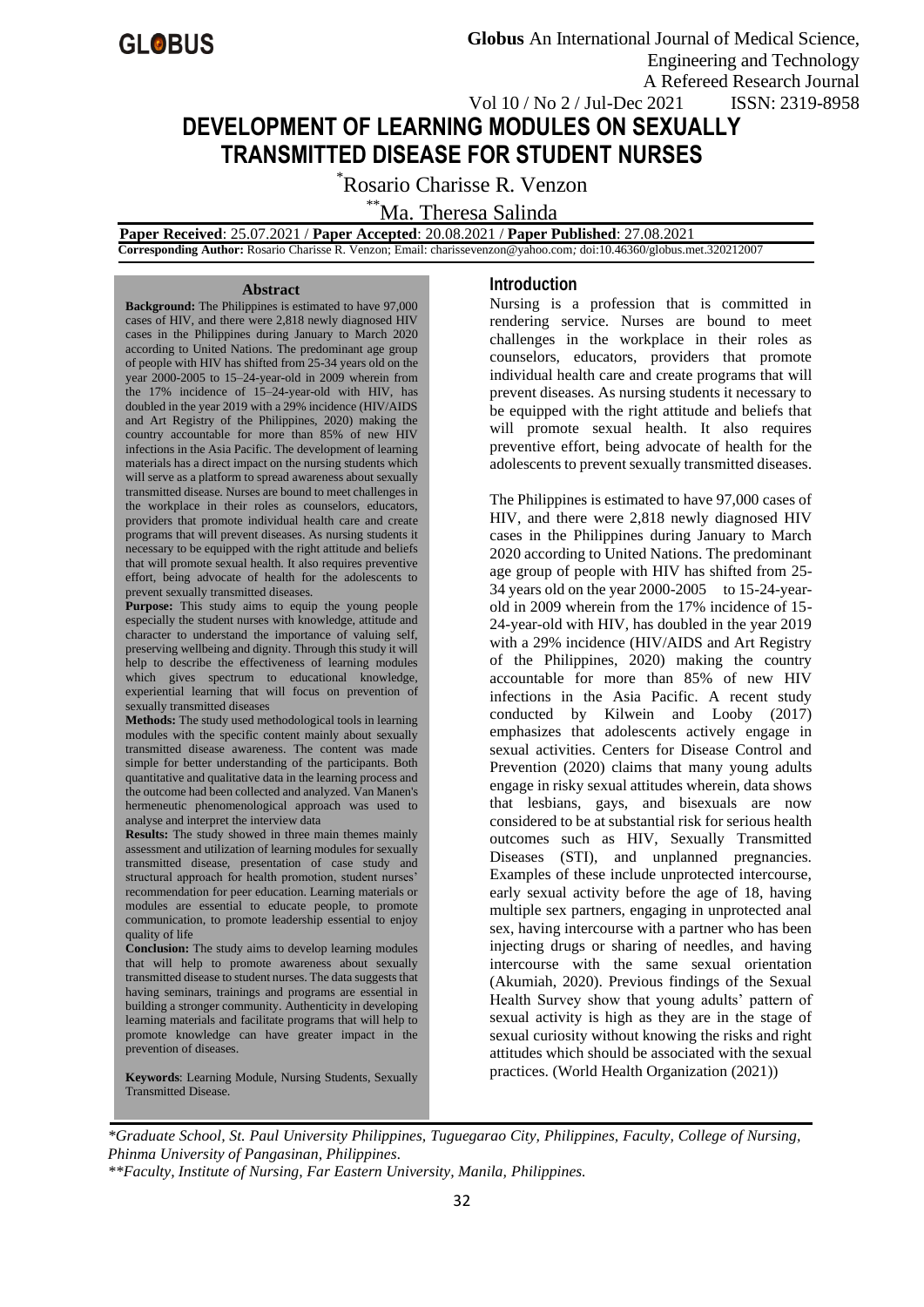# DEVELOPMENT OF LEARNING MODULES ON SEXUALLY TRANSMITTED DISEASE FOR STUDENT NURSES

*Rosario Charisse R. Venzon

**Ma. Theresa Salinda

**Paper Received**: 25.07.2021 / **Paper Accepted**: 20.08.2021 / **Paper Published**: 27.08.2021

**Corresponding Author:** Rosario Charisse R. Venzon; Email: charissevenzon@yahoo.com; doi:10.46360/globus.met.320212007

## Abstract

**Background:** The Philippines is estimated to have 97,000 cases of HIV, and there were 2,818 newly diagnosed HIV cases in the Philippines during January to March 2020 according to United Nations. The predominant age group of people with HIV has shifted from 25-34 years old on the year 2000-2005 to 15–24-year-old in 2009 wherein from the 17% incidence of 15–24-year-old with HIV, has doubled in the year 2019 with a 29% incidence (HIV/AIDS and Art Registry of the Philippines, 2020) making the country accountable for more than 85% of new HIV infections in the Asia Pacific. The development of learning materials has a direct impact on the nursing students which will serve as a platform to spread awareness about sexually transmitted disease. Nurses are bound to meet challenges in the workplace in their roles as counselors, educators, providers that promote individual health care and create programs that will prevent diseases. As nursing students it necessary to be equipped with the right attitude and beliefs that will promote sexual health. It also requires preventive effort, being advocate of health for the adolescents to prevent sexually transmitted diseases.

**Purpose:** This study aims to equip the young people especially the student nurses with knowledge, attitude and character to understand the importance of valuing self, preserving wellbeing and dignity. Through this study it will help to describe the effectiveness of learning modules which gives spectrum to educational knowledge, experiential learning that will focus on prevention of sexually transmitted diseases

**Methods:** The study used methodological tools in learning modules with the specific content mainly about sexually transmitted disease awareness. The content was made simple for better understanding of the participants. Both quantitative and qualitative data in the learning process and the outcome had been collected and analyzed. Van Manen's hermeneutic phenomenological approach was used to analyse and interpret the interview data

**Results:** The study showed in three main themes mainly assessment and utilization of learning modules for sexually transmitted disease, presentation of case study and structural approach for health promotion, student nurses' recommendation for peer education. Learning materials or modules are essential to educate people, to promote communication, to promote leadership essential to enjoy quality of life

**Conclusion:** The study aims to develop learning modules that will help to promote awareness about sexually transmitted disease to student nurses. The data suggests that having seminars, trainings and programs are essential in building a stronger community. Authenticity in developing learning materials and facilitate programs that will help to promote knowledge can have greater impact in the prevention of diseases.

**Keywords**: Learning Module, Nursing Students, Sexually Transmitted Disease.

## Introduction

Nursing is a profession that is committed in rendering service. Nurses are bound to meet challenges in the workplace in their roles as counselors, educators, providers that promote individual health care and create programs that will prevent diseases. As nursing students it necessary to be equipped with the right attitude and beliefs that will promote sexual health. It also requires preventive effort, being advocate of health for the adolescents to prevent sexually transmitted diseases.

The Philippines is estimated to have 97,000 cases of HIV, and there were 2,818 newly diagnosed HIV cases in the Philippines during January to March 2020 according to United Nations. The predominant age group of people with HIV has shifted from 25-34 years old on the year 2000-2005 to 15-24-year-old in 2009 wherein from the 17% incidence of 15-24-year-old with HIV, has doubled in the year 2019 with a 29% incidence (HIV/AIDS and Art Registry of the Philippines, 2020) making the Country accountable for more than 85% of new HIV infections in the Asia Pacific. A recent study conducted by Kilwein and Looby (2017) emphasizes that adolescents actively engage in sexual activities. Centers for Disease Control and Prevention (2020) claims that many young adults engage in risky sexual attitudes wherein, data shows that lesbians, gays, and bisexuals are now considered to be at substantial risk for serious health outcomes such as HIV, Sexually Transmitted Diseases (STI), and unplanned pregnancies. Examples of these include unprotected intercourse, early sexual activity before the age of 18, having multiple sex partners, engaging in unprotected anal sex, having intercourse with a partner who has been injecting drugs or sharing of needles, and having intercourse with the same sexual orientation (Akumiah, 2020). Previous findings of the Sexual Health Survey show that young adults' pattern of sexual activity is high as they are in the stage of sexual curiosity without knowing the risks and right attitudes which should be associated with the sexual practices. (World Health Organization (2021))

---

*Graduate School, St. Paul University Philippines, Tuguegarao City, Philippines, Faculty, College of Nursing, Phinma University of Pangasinan, Philippines.

**Faculty, Institute of Nursing, Far Eastern University, Manila, Philippines.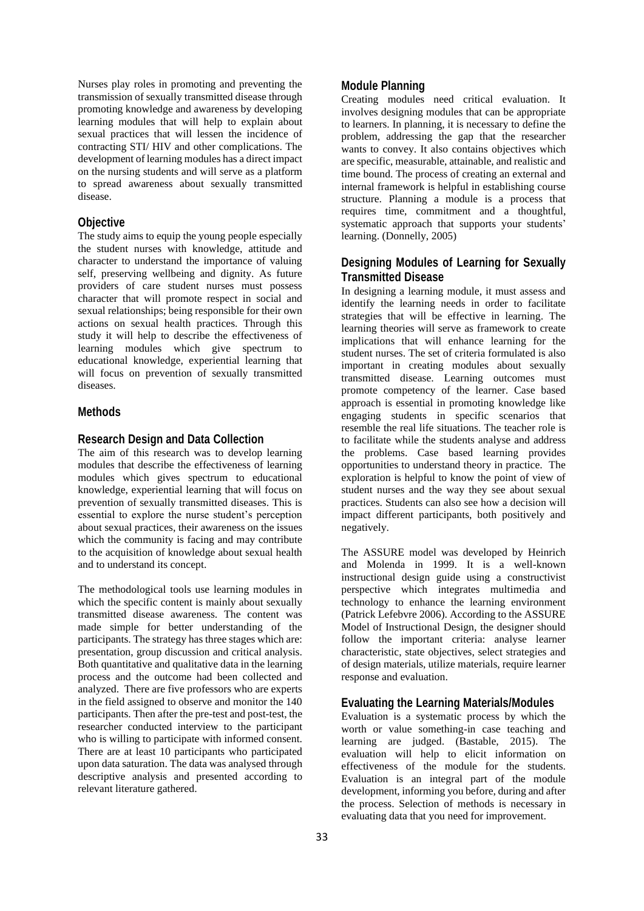Nurses play roles in promoting and preventing the transmission of sexually transmitted disease through promoting knowledge and awareness by developing learning modules that will help to explain about sexual practices that will lessen the incidence of contracting STI/ HIV and other complications. The development of learning modules has a direct impact on the nursing students and will serve as a platform to spread awareness about sexually transmitted disease.

## Objective

The study aims to equip the young people especially the student nurses with knowledge, attitude and character to understand the importance of valuing self, preserving wellbeing and dignity. As future providers of care student nurses must possess character that will promote respect in social and sexual relationships; being responsible for their own actions on sexual health practices. Through this study it will help to describe the effectiveness of learning modules which give spectrum to educational knowledge, experiential learning that will focus on prevention of sexually transmitted diseases.

## Methods

### Research Design and Data Collection

The aim of this research was to develop learning modules that describe the effectiveness of learning modules which gives spectrum to educational knowledge, experiential learning that will focus on prevention of sexually transmitted diseases. This is essential to explore the nurse student's perception about sexual practices, their awareness on the issues which the community is facing and may contribute to the acquisition of knowledge about sexual health and to understand its concept.

The methodological tools use learning modules in which the specific content is mainly about sexually transmitted disease awareness. The content was made simple for better understanding of the participants. The strategy has three stages which are: presentation, group discussion and critical analysis. Both quantitative and qualitative data in the learning process and the outcome had been collected and analyzed. There are five professors who are experts in the field assigned to observe and monitor the 140 participants. Then after the pre-test and post-test, the researcher conducted interview to the participant who is willing to participate with informed consent. There are at least 10 participants who participated upon data saturation. The data was analysed through descriptive analysis and presented according to relevant literature gathered.

### Module Planning

Creating modules need critical evaluation. It involves designing modules that can be appropriate to learners. In planning, it is necessary to define the problem, addressing the gap that the researcher wants to convey. It also contains objectives which are specific, measurable, attainable, and realistic and time bound. The process of creating an external and internal framework is helpful in establishing course structure. Planning a module is a process that requires time, commitment and a thoughtful, systematic approach that supports your students' learning. (Donnelly, 2005)

### Designing Modules of Learning for Sexually Transmitted Disease

In designing a learning module, it must assess and identify the learning needs in order to facilitate strategies that will be effective in learning. The learning theories will serve as framework to create implications that will enhance learning for the student nurses. The set of criteria formulated is also important in creating modules about sexually transmitted disease. Learning outcomes must promote competency of the learner. Case based approach is essential in promoting knowledge like engaging students in specific scenarios that resemble the real life situations. The teacher role is to facilitate while the students analyse and address the problems. Case based learning provides opportunities to understand theory in practice. The exploration is helpful to know the point of view of student nurses and the way they see about sexual practices. Students can also see how a decision will impact different participants, both positively and negatively.

The ASSURE model was developed by Heinrich and Molenda in 1999. It is a well-known instructional design guide using a constructivist perspective which integrates multimedia and technology to enhance the learning environment (Patrick Lefebvre 2006). According to the ASSURE Model of Instructional Design, the designer should follow the important criteria: analyse learner characteristic, state objectives, select strategies and of design materials, utilize materials, require learner response and evaluation.

### Evaluating the Learning Materials/Modules

Evaluation is a systematic process by which the worth or value something-in case teaching and learning are judged. (Bastable, 2015). The evaluation will help to elicit information on effectiveness of the module for the students. Evaluation is an integral part of the module development, informing you before, during and after the process. Selection of methods is necessary in evaluating data that you need for improvement.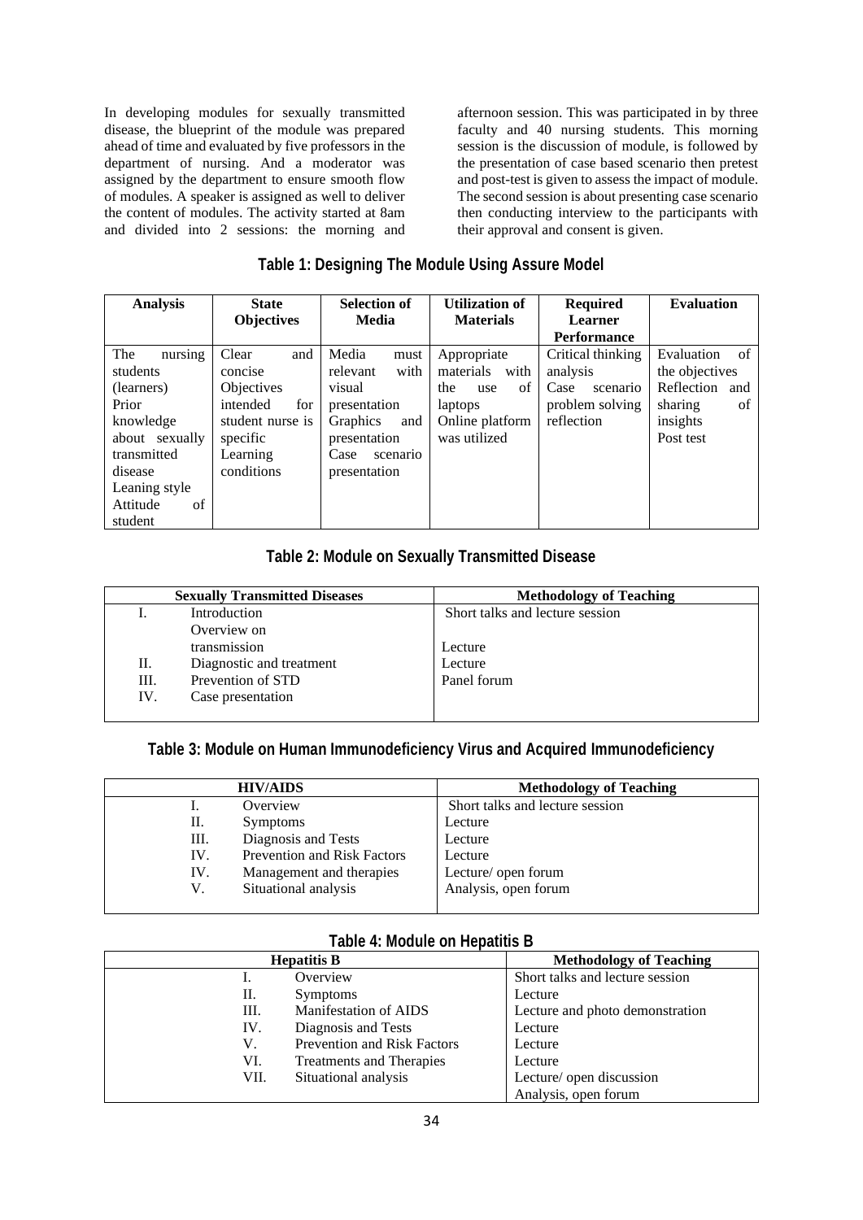In developing modules for sexually transmitted disease, the blueprint of the module was prepared ahead of time and evaluated by five professors in the department of nursing. And a moderator was assigned by the department to ensure smooth flow of modules. A speaker is assigned as well to deliver the content of modules. The activity started at 8am and divided into 2 sessions: the morning and afternoon session. This was participated in by three faculty and 40 nursing students. This morning session is the discussion of module, is followed by the presentation of case based scenario then pretest and post-test is given to assess the impact of module. The second session is about presenting case scenario then conducting interview to the participants with their approval and consent is given.

### Table 1: Designing The Module Using Assure Model

| Analysis | State Objectives | Selection of Media | Utilization of Materials | Required Learner Performance | Evaluation |
|---|---|---|---|---|---|
| The nursing students (learners) Prior knowledge about sexually transmitted disease Leaning style Attitude of student | Clear and concise Objectives intended for student nurse is specific Learning conditions | Media must relevant with visual presentation Graphics and presentation Case scenario presentation | Appropriate materials with the use of laptops Online platform was utilized | Critical thinking analysis Case scenario problem solving reflection | Evaluation of the objectives Reflection and sharing of insights Post test |

### Table 2: Module on Sexually Transmitted Disease

| Sexually Transmitted Diseases | | Methodology of Teaching |
|---|---|---|
| I. | Introduction | Short talks and lecture session |
| | Overview on transmission | Lecture |
| II. | Diagnostic and treatment | Lecture |
| III. | Prevention of STD | Panel forum |
| IV. | Case presentation | |

### Table 3: Module on Human Immunodeficiency Virus and Acquired Immunodeficiency

| HIV/AIDS | | Methodology of Teaching |
|---|---|---|
| I. | Overview | Short talks and lecture session |
| II. | Symptoms | Lecture |
| III. | Diagnosis and Tests | Lecture |
| IV. | Prevention and Risk Factors | Lecture |
| IV. | Management and therapies | Lecture/ open forum |
| V. | Situational analysis | Analysis, open forum |

### Table 4: Module on Hepatitis B

| Hepatitis B | | Methodology of Teaching |
|---|---|---|
| I. | Overview | Short talks and lecture session |
| II. | Symptoms | Lecture |
| III. | Manifestation of AIDS | Lecture and photo demonstration |
| IV. | Diagnosis and Tests | Lecture |
| V. | Prevention and Risk Factors | Lecture |
| VI. | Treatments and Therapies | Lecture |
| VII. | Situational analysis | Lecture/ open discussion Analysis, open forum |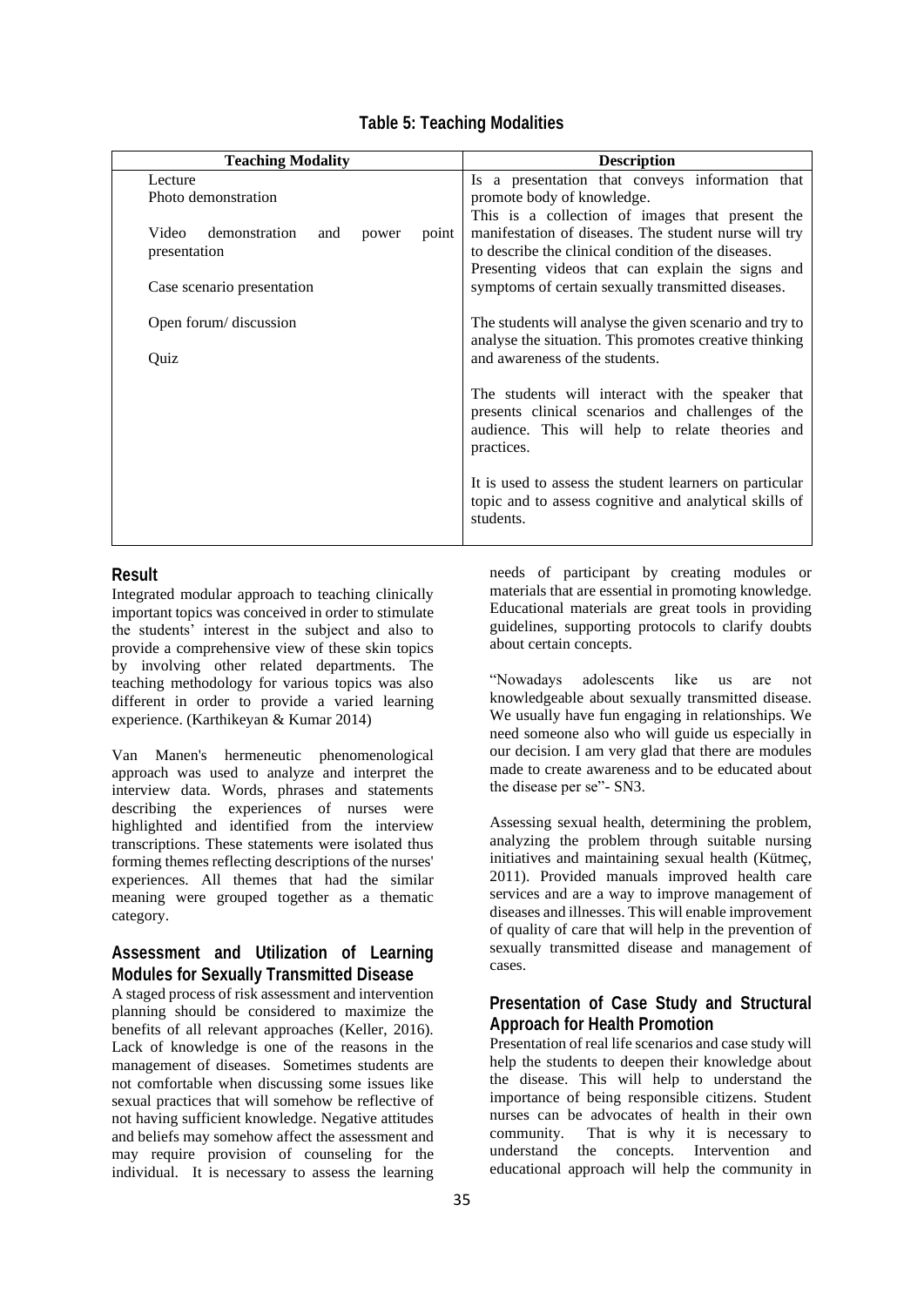**Table 5: Teaching Modalities**

| Teaching Modality | Description |
|---|---|
| Lecture | Is a presentation that conveys information that promote body of knowledge. |
| Photo demonstration | This is a collection of images that present the manifestation of diseases. The student nurse will try to describe the clinical condition of the diseases. |
| Video demonstration and power point presentation | Presenting videos that can explain the signs and symptoms of certain sexually transmitted diseases. |
| Case scenario presentation | The students will analyse the given scenario and try to analyse the situation. This promotes creative thinking and awareness of the students. |
| Open forum/ discussion | The students will interact with the speaker that presents clinical scenarios and challenges of the audience. This will help to relate theories and practices. |
| Quiz | It is used to assess the student learners on particular topic and to assess cognitive and analytical skills of students. |

## Result

Integrated modular approach to teaching clinically important topics was conceived in order to stimulate the students' interest in the subject and also to provide a comprehensive view of these skin topics by involving other related departments. The teaching methodology for various topics was also different in order to provide a varied learning experience. (Karthikeyan & Kumar 2014)

Van Manen's hermeneutic phenomenological approach was used to analyze and interpret the interview data. Words, phrases and statements describing the experiences of nurses were highlighted and identified from the interview transcriptions. These statements were isolated thus forming themes reflecting descriptions of the nurses' experiences. All themes that had the similar meaning were grouped together as a thematic category.

### Assessment and Utilization of Learning Modules for Sexually Transmitted Disease

A staged process of risk assessment and intervention planning should be considered to maximize the benefits of all relevant approaches (Keller, 2016). Lack of knowledge is one of the reasons in the management of diseases. Sometimes students are not comfortable when discussing some issues like sexual practices that will somehow be reflective of not having sufficient knowledge. Negative attitudes and beliefs may somehow affect the assessment and may require provision of counseling for the individual. It is necessary to assess the learning needs of participant by creating modules or materials that are essential in promoting knowledge. Educational materials are great tools in providing guidelines, supporting protocols to clarify doubts about certain concepts.

"Nowadays adolescents like us are not knowledgeable about sexually transmitted disease. We usually have fun engaging in relationships. We need someone also who will guide us especially in our decision. I am very glad that there are modules made to create awareness and to be educated about the disease per se"- SN3.

Assessing sexual health, determining the problem, analyzing the problem through suitable nursing initiatives and maintaining sexual health (Kütmeç, 2011). Provided manuals improved health care services and are a way to improve management of diseases and illnesses. This will enable improvement of quality of care that will help in the prevention of sexually transmitted disease and management of cases.

### Presentation of Case Study and Structural Approach for Health Promotion

Presentation of real life scenarios and case study will help the students to deepen their knowledge about the disease. This will help to understand the importance of being responsible citizens. Student nurses can be advocates of health in their own community. That is why it is necessary to understand the concepts. Intervention and educational approach will help the community in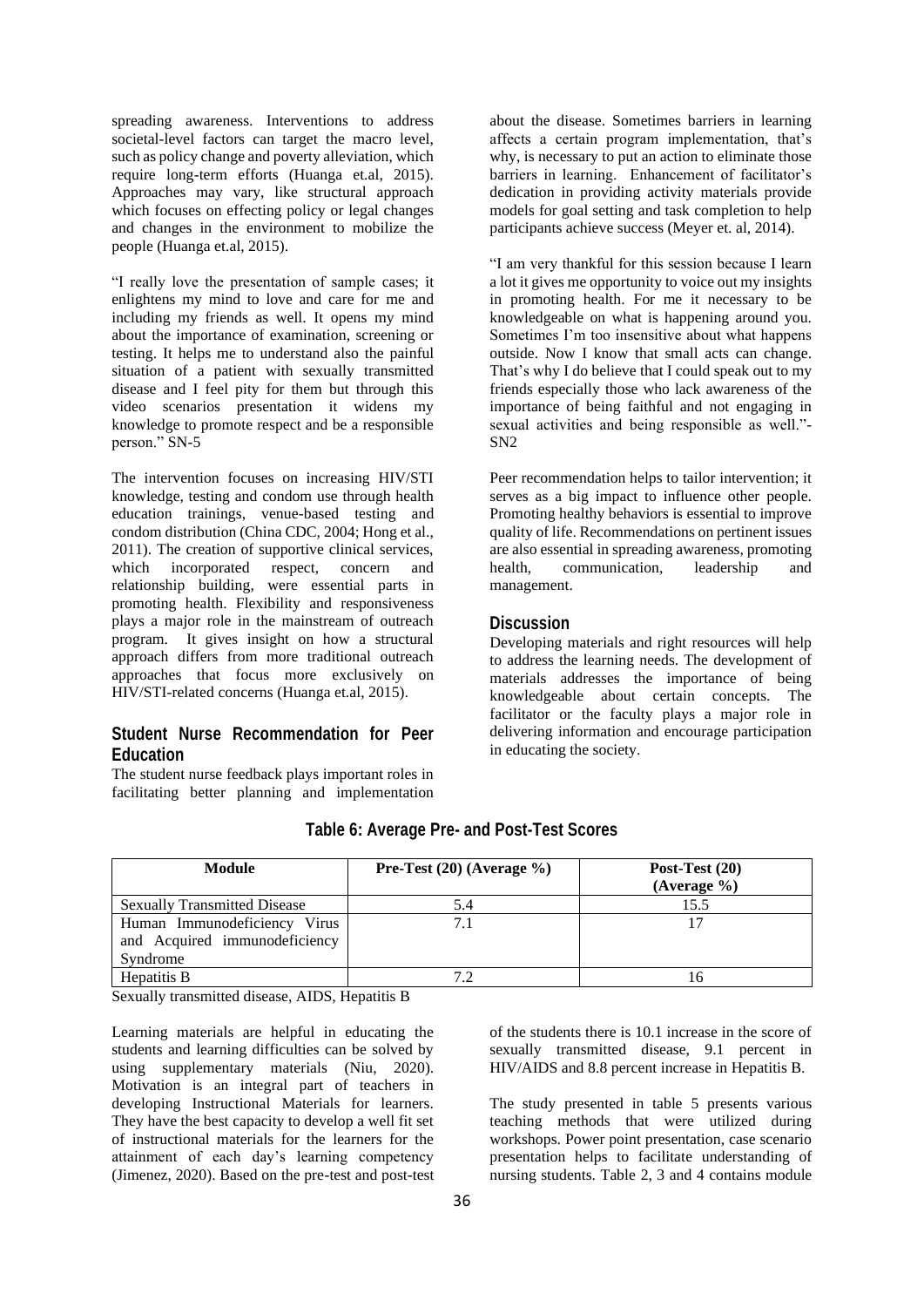spreading awareness. Interventions to address societal-level factors can target the macro level, such as policy change and poverty alleviation, which require long-term efforts (Huanga et.al, 2015). Approaches may vary, like structural approach which focuses on effecting policy or legal changes and changes in the environment to mobilize the people (Huanga et.al, 2015).

"I really love the presentation of sample cases; it enlightens my mind to love and care for me and including my friends as well. It opens my mind about the importance of examination, screening or testing. It helps me to understand also the painful situation of a patient with sexually transmitted disease and I feel pity for them but through this video scenarios presentation it widens my knowledge to promote respect and be a responsible person." SN-5

The intervention focuses on increasing HIV/STI knowledge, testing and condom use through health education trainings, venue-based testing and condom distribution (China CDC, 2004; Hong et al., 2011). The creation of supportive clinical services, which incorporated respect, concern and relationship building, were essential parts in promoting health. Flexibility and responsiveness plays a major role in the mainstream of outreach program. It gives insight on how a structural approach differs from more traditional outreach approaches that focus more exclusively on HIV/STI-related concerns (Huanga et.al, 2015).

## Student Nurse Recommendation for Peer Education

The student nurse feedback plays important roles in facilitating better planning and implementation about the disease. Sometimes barriers in learning affects a certain program implementation, that's why, is necessary to put an action to eliminate those barriers in learning. Enhancement of facilitator's dedication in providing activity materials provide models for goal setting and task completion to help participants achieve success (Meyer et. al, 2014).

"I am very thankful for this session because I learn a lot it gives me opportunity to voice out my insights in promoting health. For me it necessary to be knowledgeable on what is happening around you. Sometimes I'm too insensitive about what happens outside. Now I know that small acts can change. That's why I do believe that I could speak out to my friends especially those who lack awareness of the importance of being faithful and not engaging in sexual activities and being responsible as well."- SN2

Peer recommendation helps to tailor intervention; it serves as a big impact to influence other people. Promoting healthy behaviors is essential to improve quality of life. Recommendations on pertinent issues are also essential in spreading awareness, promoting health, communication, leadership and management.

## Discussion

Developing materials and right resources will help to address the learning needs. The development of materials addresses the importance of being knowledgeable about certain concepts. The facilitator or the faculty plays a major role in delivering information and encourage participation in educating the society.

**Table 6: Average Pre- and Post-Test Scores**

| Module | Pre-Test (20) (Average %) | Post-Test (20) (Average %) |
|---|---|---|
| Sexually Transmitted Disease | 5.4 | 15.5 |
| Human Immunodeficiency Virus and Acquired immunodeficiency Syndrome | 7.1 | 17 |
| Hepatitis B | 7.2 | 16 |

Sexually transmitted disease, AIDS, Hepatitis B

Learning materials are helpful in educating the students and learning difficulties can be solved by using supplementary materials (Niu, 2020). Motivation is an integral part of teachers in developing Instructional Materials for learners. They have the best capacity to develop a well fit set of instructional materials for the learners for the attainment of each day's learning competency (Jimenez, 2020). Based on the pre-test and post-test of the students there is 10.1 increase in the score of sexually transmitted disease, 9.1 percent in HIV/AIDS and 8.8 percent increase in Hepatitis B.

The study presented in table 5 presents various teaching methods that were utilized during workshops. Power point presentation, case scenario presentation helps to facilitate understanding of nursing students. Table 2, 3 and 4 contains module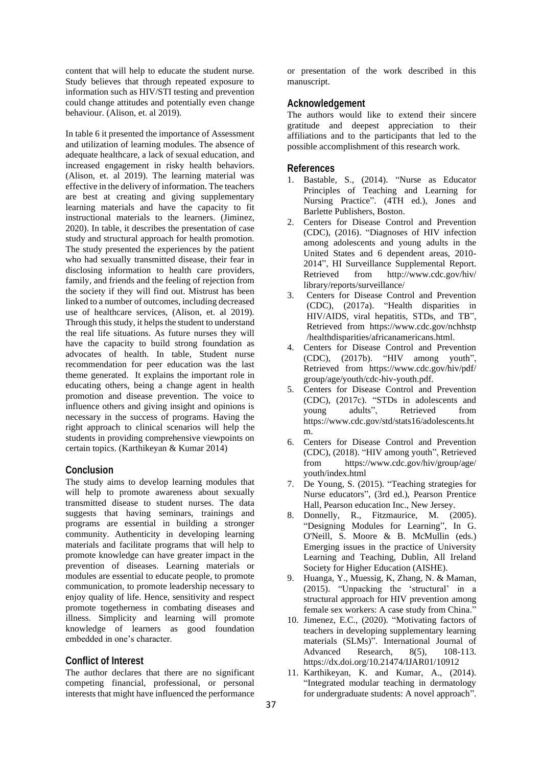content that will help to educate the student nurse. Study believes that through repeated exposure to information such as HIV/STI testing and prevention could change attitudes and potentially even change behaviour. (Alison, et. al 2019).

In table 6 it presented the importance of Assessment and utilization of learning modules. The absence of adequate healthcare, a lack of sexual education, and increased engagement in risky health behaviors. (Alison, et. al 2019). The learning material was effective in the delivery of information. The teachers are best at creating and giving supplementary learning materials and have the capacity to fit instructional materials to the learners. (Jiminez, 2020). In table, it describes the presentation of case study and structural approach for health promotion. The study presented the experiences by the patient who had sexually transmitted disease, their fear in disclosing information to health care providers, family, and friends and the feeling of rejection from the society if they will find out. Mistrust has been linked to a number of outcomes, including decreased use of healthcare services, (Alison, et. al 2019). Through this study, it helps the student to understand the real life situations. As future nurses they will have the capacity to build strong foundation as advocates of health. In table, Student nurse recommendation for peer education was the last theme generated. It explains the important role in educating others, being a change agent in health promotion and disease prevention. The voice to influence others and giving insight and opinions is necessary in the success of programs. Having the right approach to clinical scenarios will help the students in providing comprehensive viewpoints on certain topics. (Karthikeyan & Kumar 2014)

## Conclusion

The study aims to develop learning modules that will help to promote awareness about sexually transmitted disease to student nurses. The data suggests that having seminars, trainings and programs are essential in building a stronger community. Authenticity in developing learning materials and facilitate programs that will help to promote knowledge can have greater impact in the prevention of diseases. Learning materials or modules are essential to educate people, to promote communication, to promote leadership necessary to enjoy quality of life. Hence, sensitivity and respect promote togetherness in combating diseases and illness. Simplicity and learning will promote knowledge of learners as good foundation embedded in one's character.

## Conflict of Interest

The author declares that there are no significant competing financial, professional, or personal interests that might have influenced the performance or presentation of the work described in this manuscript.

## Acknowledgement

The authors would like to extend their sincere gratitude and deepest appreciation to their affiliations and to the participants that led to the possible accomplishment of this research work.

## References

1. Bastable, S., (2014). "Nurse as Educator Principles of Teaching and Learning for Nursing Practice". (4TH ed.), Jones and Barlette Publishers, Boston.
2. Centers for Disease Control and Prevention (CDC), (2016). "Diagnoses of HIV infection among adolescents and young adults in the United States and 6 dependent areas, 2010-2014", HI Surveillance Supplemental Report. Retrieved from http://www.cdc.gov/hiv/library/reports/surveillance/
3. Centers for Disease Control and Prevention (CDC), (2017a). "Health disparities in HIV/AIDS, viral hepatitis, STDs, and TB", Retrieved from https://www.cdc.gov/nchhstp/healthdisparities/africanamericans.html.
4. Centers for Disease Control and Prevention (CDC), (2017b). "HIV among youth", Retrieved from https://www.cdc.gov/hiv/pdf/group/age/youth/cdc-hiv-youth.pdf.
5. Centers for Disease Control and Prevention (CDC), (2017c). "STDs in adolescents and young adults", Retrieved from https://www.cdc.gov/std/stats16/adolescents.htm.
6. Centers for Disease Control and Prevention (CDC), (2018). "HIV among youth", Retrieved from https://www.cdc.gov/hiv/group/age/youth/index.html
7. De Young, S. (2015). "Teaching strategies for Nurse educators", (3rd ed.), Pearson Prentice Hall, Pearson education Inc., New Jersey.
8. Donnelly, R., Fitzmaurice, M. (2005). "Designing Modules for Learning", In G. O'Neill, S. Moore & B. McMullin (eds.) Emerging issues in the practice of University Learning and Teaching, Dublin, All Ireland Society for Higher Education (AISHE).
9. Huanga, Y., Muessig, K, Zhang, N. & Maman, (2015). "Unpacking the 'structural' in a structural approach for HIV prevention among female sex workers: A case study from China."
10. Jimenez, E.C., (2020). "Motivating factors of teachers in developing supplementary learning materials (SLMs)". International Journal of Advanced Research, 8(5), 108-113. https://dx.doi.org/10.21474/IJAR01/10912
11. Karthikeyan, K. and Kumar, A., (2014). "Integrated modular teaching in dermatology for undergraduate students: A novel approach".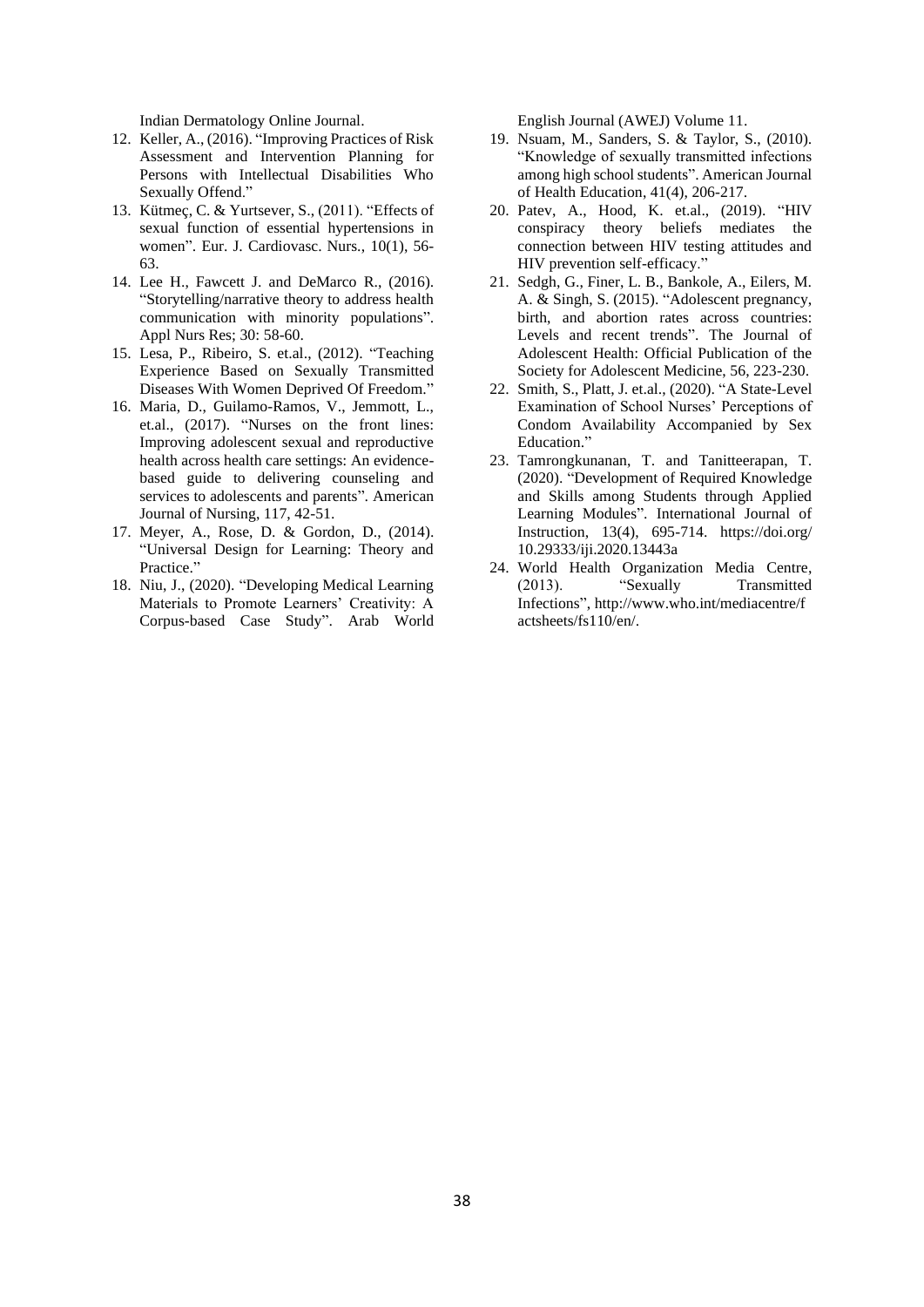Indian Dermatology Online Journal.

12. Keller, A., (2016). "Improving Practices of Risk Assessment and Intervention Planning for Persons with Intellectual Disabilities Who Sexually Offend."
13. Kütmeç, C. & Yurtsever, S., (2011). "Effects of sexual function of essential hypertensions in women". Eur. J. Cardiovasc. Nurs., 10(1), 56-63.
14. Lee H., Fawcett J. and DeMarco R., (2016). "Storytelling/narrative theory to address health communication with minority populations". Appl Nurs Res; 30: 58-60.
15. Lesa, P., Ribeiro, S. et.al., (2012). "Teaching Experience Based on Sexually Transmitted Diseases With Women Deprived Of Freedom."
16. Maria, D., Guilamo-Ramos, V., Jemmott, L., et.al., (2017). "Nurses on the front lines: Improving adolescent sexual and reproductive health across health care settings: An evidence-based guide to delivering counseling and services to adolescents and parents". American Journal of Nursing, 117, 42-51.
17. Meyer, A., Rose, D. & Gordon, D., (2014). "Universal Design for Learning: Theory and Practice."
18. Niu, J., (2020). "Developing Medical Learning Materials to Promote Learners' Creativity: A Corpus-based Case Study". Arab World English Journal (AWEJ) Volume 11.
19. Nsuam, M., Sanders, S. & Taylor, S., (2010). "Knowledge of sexually transmitted infections among high school students". American Journal of Health Education, 41(4), 206-217.
20. Patev, A., Hood, K. et.al., (2019). "HIV conspiracy theory beliefs mediates the connection between HIV testing attitudes and HIV prevention self-efficacy."
21. Sedgh, G., Finer, L. B., Bankole, A., Eilers, M. A. & Singh, S. (2015). "Adolescent pregnancy, birth, and abortion rates across countries: Levels and recent trends". The Journal of Adolescent Health: Official Publication of the Society for Adolescent Medicine, 56, 223-230.
22. Smith, S., Platt, J. et.al., (2020). "A State-Level Examination of School Nurses' Perceptions of Condom Availability Accompanied by Sex Education."
23. Tamrongkunanan, T. and Tanitteerapan, T. (2020). "Development of Required Knowledge and Skills among Students through Applied Learning Modules". International Journal of Instruction, 13(4), 695-714. https://doi.org/10.29333/iji.2020.13443a
24. World Health Organization Media Centre, (2013). "Sexually Transmitted Infections", http://www.who.int/mediacentre/factsheets/fs110/en/.